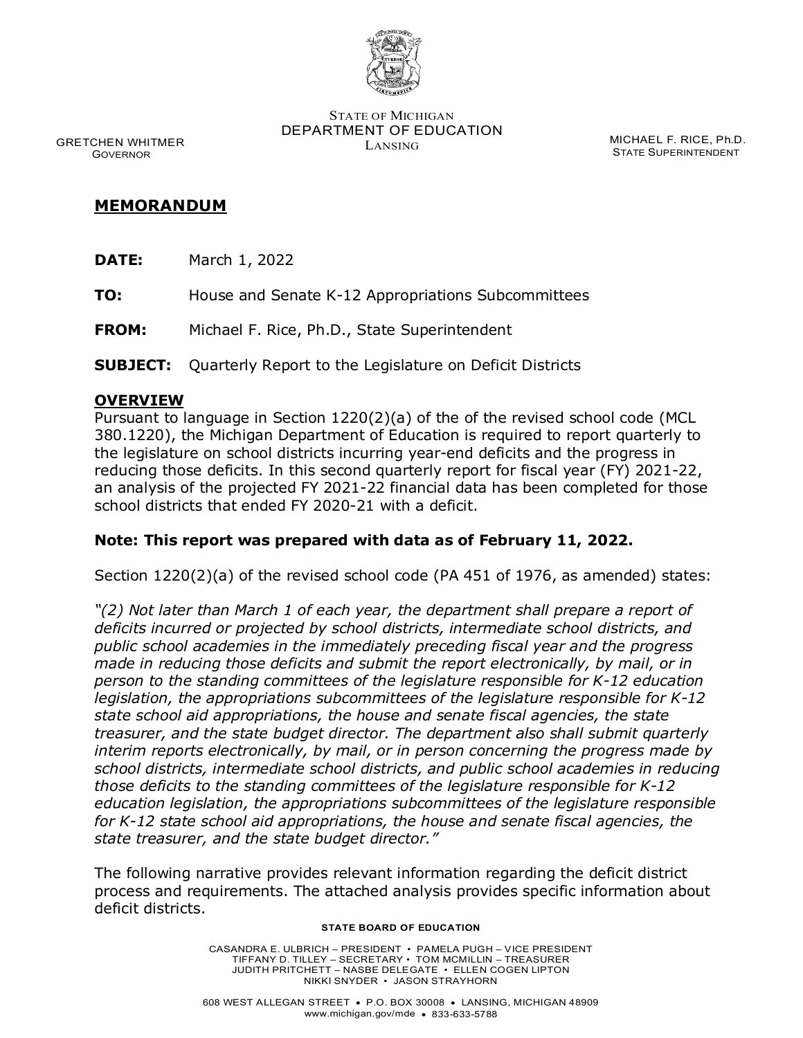STATE OF MICHIGAN
DEPARTMENT OF EDUCATION
LANSING

GRETCHEN WHITMER
GOVERNOR

MICHAEL F. RICE, Ph.D.
STATE SUPERINTENDENT

## MEMORANDUM

**DATE:** March 1, 2022

**TO:** House and Senate K-12 Appropriations Subcommittees

**FROM:** Michael F. Rice, Ph.D., State Superintendent

**SUBJECT:** Quarterly Report to the Legislature on Deficit Districts

## OVERVIEW

Pursuant to language in Section 1220(2)(a) of the of the revised school code (MCL 380.1220), the Michigan Department of Education is required to report quarterly to the legislature on school districts incurring year-end deficits and the progress in reducing those deficits. In this second quarterly report for fiscal year (FY) 2021-22, an analysis of the projected FY 2021-22 financial data has been completed for those school districts that ended FY 2020-21 with a deficit.

**Note: This report was prepared with data as of February 11, 2022.**

Section 1220(2)(a) of the revised school code (PA 451 of 1976, as amended) states:

*"(2) Not later than March 1 of each year, the department shall prepare a report of deficits incurred or projected by school districts, intermediate school districts, and public school academies in the immediately preceding fiscal year and the progress made in reducing those deficits and submit the report electronically, by mail, or in person to the standing committees of the legislature responsible for K-12 education legislation, the appropriations subcommittees of the legislature responsible for K-12 state school aid appropriations, the house and senate fiscal agencies, the state treasurer, and the state budget director. The department also shall submit quarterly interim reports electronically, by mail, or in person concerning the progress made by school districts, intermediate school districts, and public school academies in reducing those deficits to the standing committees of the legislature responsible for K-12 education legislation, the appropriations subcommittees of the legislature responsible for K-12 state school aid appropriations, the house and senate fiscal agencies, the state treasurer, and the state budget director."*

The following narrative provides relevant information regarding the deficit district process and requirements. The attached analysis provides specific information about deficit districts.

**STATE BOARD OF EDUCATION**

CASANDRA E. ULBRICH – PRESIDENT • PAMELA PUGH – VICE PRESIDENT
TIFFANY D. TILLEY – SECRETARY • TOM MCMILLIN – TREASURER
JUDITH PRITCHETT – NASBE DELEGATE • ELLEN COGEN LIPTON
NIKKI SNYDER • JASON STRAYHORN

608 WEST ALLEGAN STREET • P.O. BOX 30008 • LANSING, MICHIGAN 48909
www.michigan.gov/mde • 833-633-5788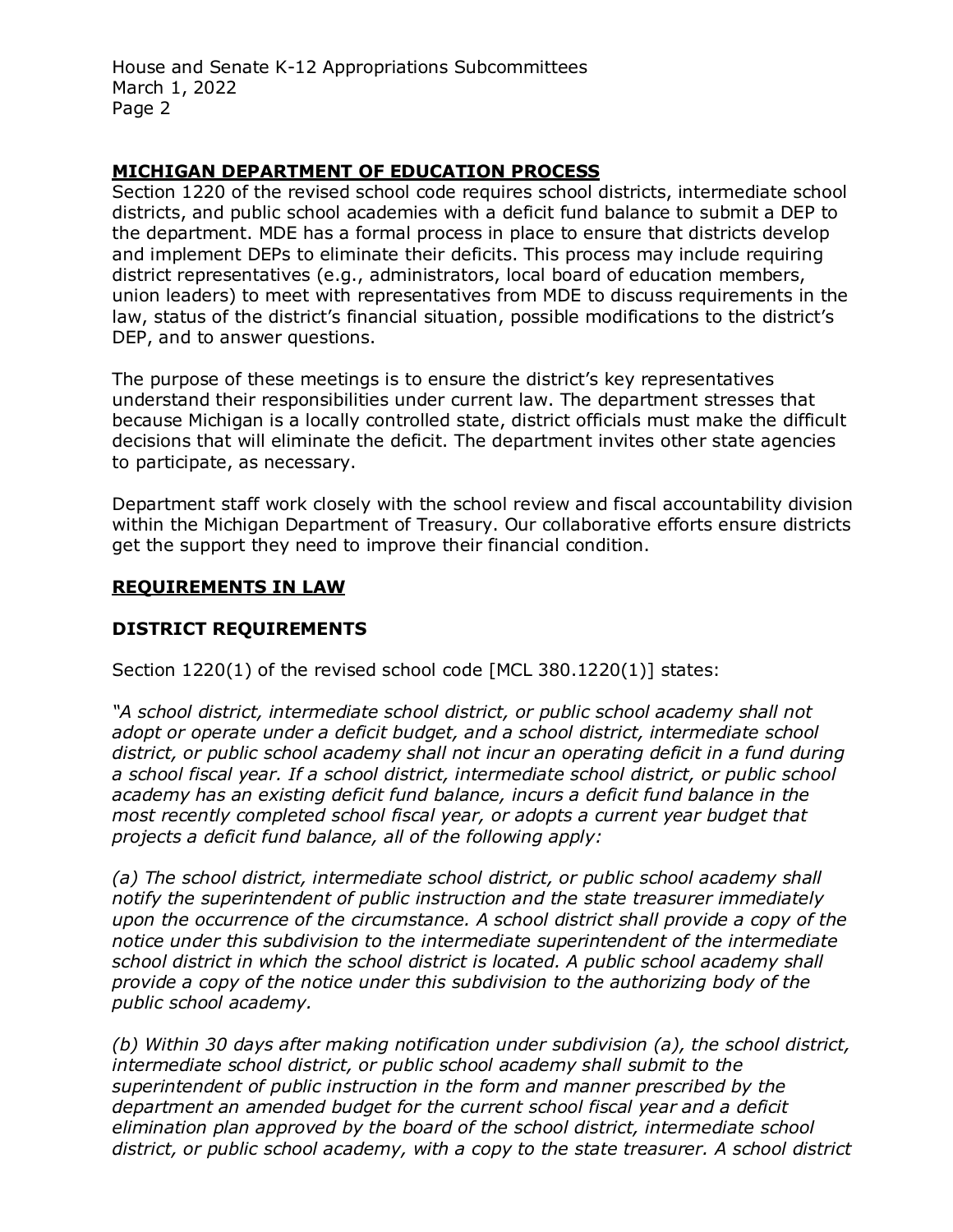## MICHIGAN DEPARTMENT OF EDUCATION PROCESS

Section 1220 of the revised school code requires school districts, intermediate school districts, and public school academies with a deficit fund balance to submit a DEP to the department. MDE has a formal process in place to ensure that districts develop and implement DEPs to eliminate their deficits. This process may include requiring district representatives (e.g., administrators, local board of education members, union leaders) to meet with representatives from MDE to discuss requirements in the law, status of the district's financial situation, possible modifications to the district's DEP, and to answer questions.

The purpose of these meetings is to ensure the district's key representatives understand their responsibilities under current law. The department stresses that because Michigan is a locally controlled state, district officials must make the difficult decisions that will eliminate the deficit. The department invites other state agencies to participate, as necessary.

Department staff work closely with the school review and fiscal accountability division within the Michigan Department of Treasury. Our collaborative efforts ensure districts get the support they need to improve their financial condition.

## REQUIREMENTS IN LAW

### DISTRICT REQUIREMENTS

Section 1220(1) of the revised school code [MCL 380.1220(1)] states:

*"A school district, intermediate school district, or public school academy shall not adopt or operate under a deficit budget, and a school district, intermediate school district, or public school academy shall not incur an operating deficit in a fund during a school fiscal year. If a school district, intermediate school district, or public school academy has an existing deficit fund balance, incurs a deficit fund balance in the most recently completed school fiscal year, or adopts a current year budget that projects a deficit fund balance, all of the following apply:*

*(a) The school district, intermediate school district, or public school academy shall notify the superintendent of public instruction and the state treasurer immediately upon the occurrence of the circumstance. A school district shall provide a copy of the notice under this subdivision to the intermediate superintendent of the intermediate school district in which the school district is located. A public school academy shall provide a copy of the notice under this subdivision to the authorizing body of the public school academy.*

*(b) Within 30 days after making notification under subdivision (a), the school district, intermediate school district, or public school academy shall submit to the superintendent of public instruction in the form and manner prescribed by the department an amended budget for the current school fiscal year and a deficit elimination plan approved by the board of the school district, intermediate school district, or public school academy, with a copy to the state treasurer. A school district*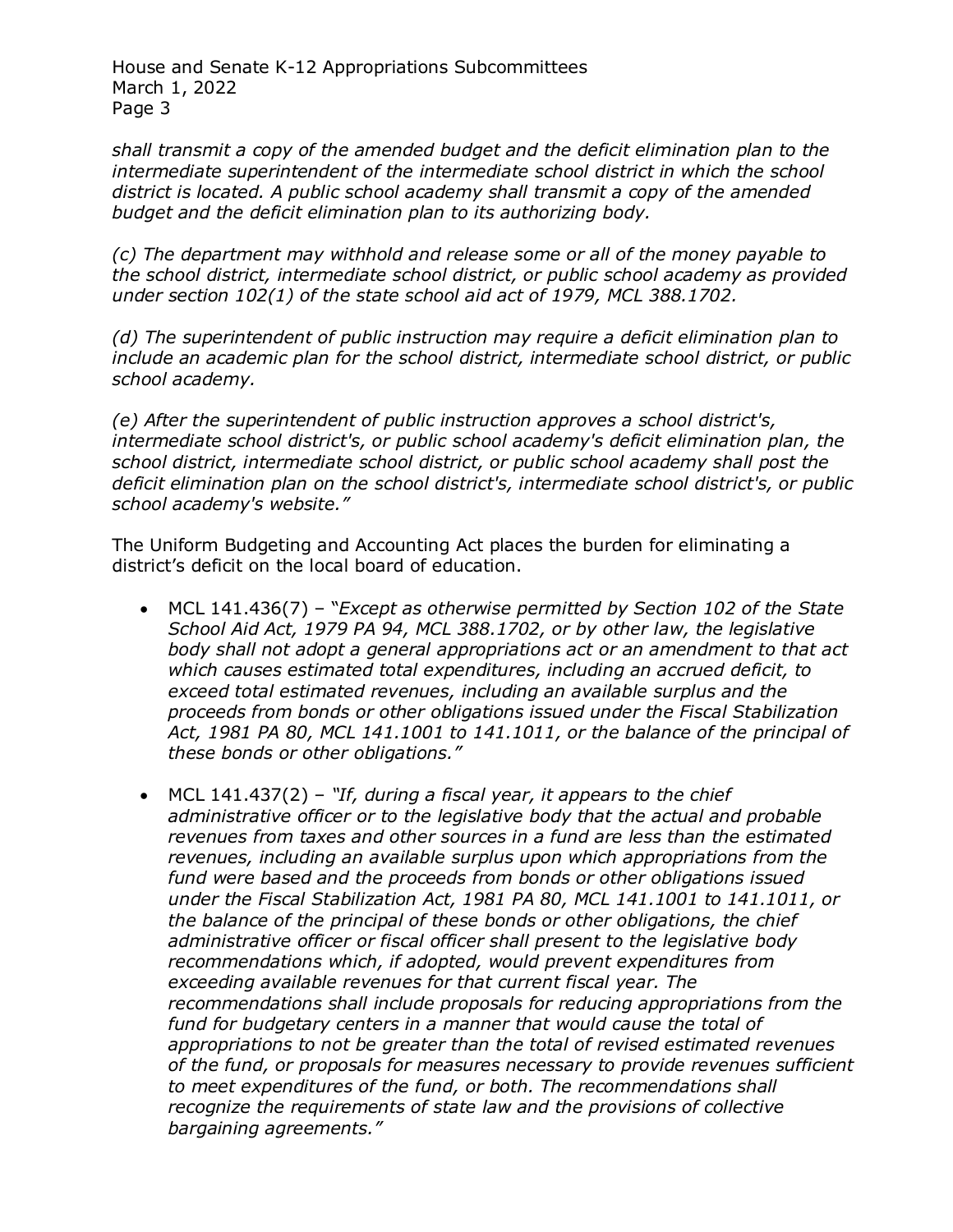*shall transmit a copy of the amended budget and the deficit elimination plan to the intermediate superintendent of the intermediate school district in which the school district is located. A public school academy shall transmit a copy of the amended budget and the deficit elimination plan to its authorizing body.*

*(c) The department may withhold and release some or all of the money payable to the school district, intermediate school district, or public school academy as provided under section 102(1) of the state school aid act of 1979, MCL 388.1702.*

*(d) The superintendent of public instruction may require a deficit elimination plan to include an academic plan for the school district, intermediate school district, or public school academy.*

*(e) After the superintendent of public instruction approves a school district's, intermediate school district's, or public school academy's deficit elimination plan, the school district, intermediate school district, or public school academy shall post the deficit elimination plan on the school district's, intermediate school district's, or public school academy's website."*

The Uniform Budgeting and Accounting Act places the burden for eliminating a district's deficit on the local board of education.

- MCL 141.436(7) – *"Except as otherwise permitted by Section 102 of the State School Aid Act, 1979 PA 94, MCL 388.1702, or by other law, the legislative body shall not adopt a general appropriations act or an amendment to that act which causes estimated total expenditures, including an accrued deficit, to exceed total estimated revenues, including an available surplus and the proceeds from bonds or other obligations issued under the Fiscal Stabilization Act, 1981 PA 80, MCL 141.1001 to 141.1011, or the balance of the principal of these bonds or other obligations."*

- MCL 141.437(2) – *"If, during a fiscal year, it appears to the chief administrative officer or to the legislative body that the actual and probable revenues from taxes and other sources in a fund are less than the estimated revenues, including an available surplus upon which appropriations from the fund were based and the proceeds from bonds or other obligations issued under the Fiscal Stabilization Act, 1981 PA 80, MCL 141.1001 to 141.1011, or the balance of the principal of these bonds or other obligations, the chief administrative officer or fiscal officer shall present to the legislative body recommendations which, if adopted, would prevent expenditures from exceeding available revenues for that current fiscal year. The recommendations shall include proposals for reducing appropriations from the fund for budgetary centers in a manner that would cause the total of appropriations to not be greater than the total of revised estimated revenues of the fund, or proposals for measures necessary to provide revenues sufficient to meet expenditures of the fund, or both. The recommendations shall recognize the requirements of state law and the provisions of collective bargaining agreements."*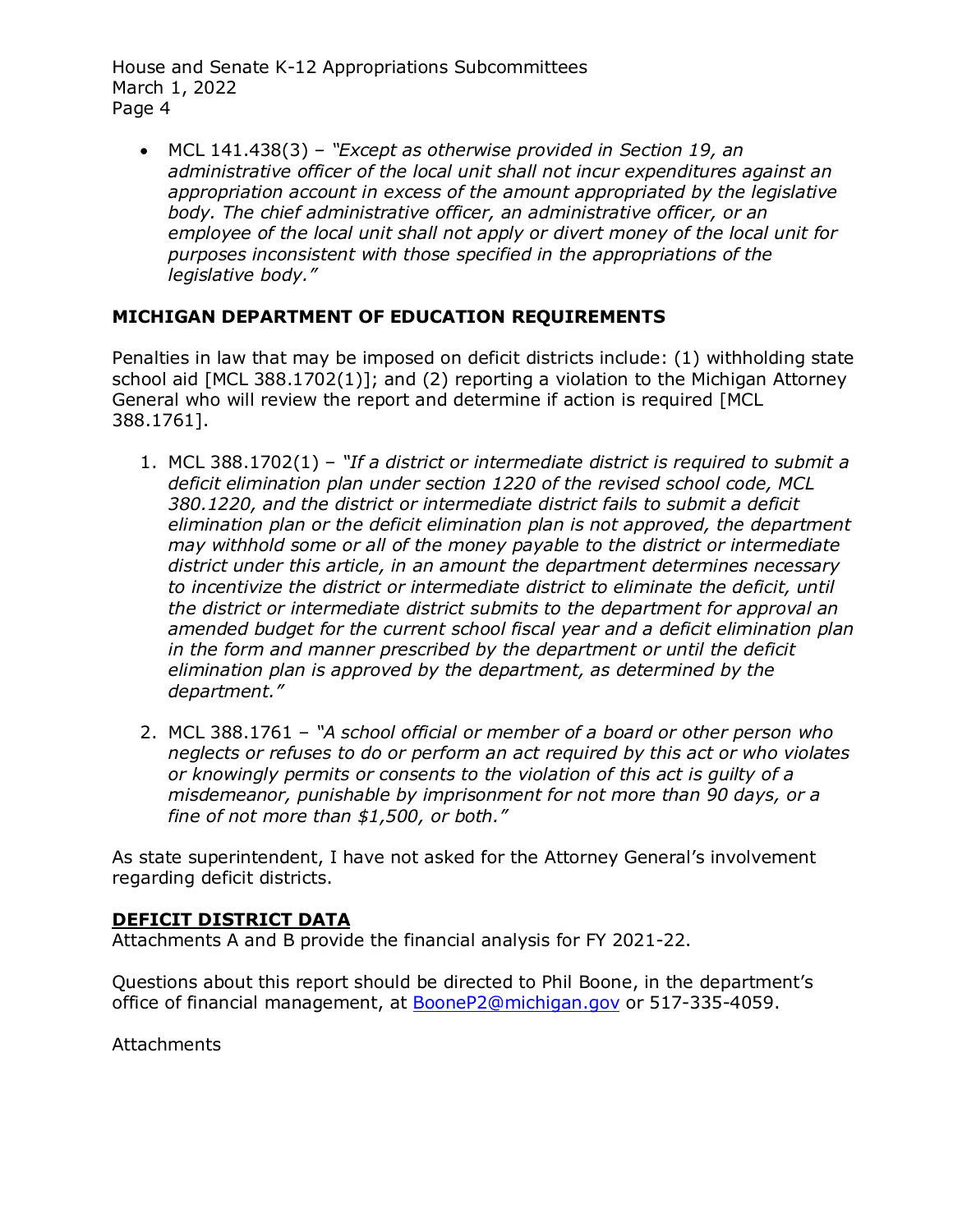- MCL 141.438(3) – *"Except as otherwise provided in Section 19, an administrative officer of the local unit shall not incur expenditures against an appropriation account in excess of the amount appropriated by the legislative body. The chief administrative officer, an administrative officer, or an employee of the local unit shall not apply or divert money of the local unit for purposes inconsistent with those specified in the appropriations of the legislative body."*

## MICHIGAN DEPARTMENT OF EDUCATION REQUIREMENTS

Penalties in law that may be imposed on deficit districts include: (1) withholding state school aid [MCL 388.1702(1)]; and (2) reporting a violation to the Michigan Attorney General who will review the report and determine if action is required [MCL 388.1761].

1. MCL 388.1702(1) – *"If a district or intermediate district is required to submit a deficit elimination plan under section 1220 of the revised school code, MCL 380.1220, and the district or intermediate district fails to submit a deficit elimination plan or the deficit elimination plan is not approved, the department may withhold some or all of the money payable to the district or intermediate district under this article, in an amount the department determines necessary to incentivize the district or intermediate district to eliminate the deficit, until the district or intermediate district submits to the department for approval an amended budget for the current school fiscal year and a deficit elimination plan in the form and manner prescribed by the department or until the deficit elimination plan is approved by the department, as determined by the department."*

2. MCL 388.1761 – *"A school official or member of a board or other person who neglects or refuses to do or perform an act required by this act or who violates or knowingly permits or consents to the violation of this act is guilty of a misdemeanor, punishable by imprisonment for not more than 90 days, or a fine of not more than $1,500, or both."*

As state superintendent, I have not asked for the Attorney General's involvement regarding deficit districts.

## DEFICIT DISTRICT DATA

Attachments A and B provide the financial analysis for FY 2021-22.

Questions about this report should be directed to Phil Boone, in the department's office of financial management, at BooneP2@michigan.gov or 517-335-4059.

Attachments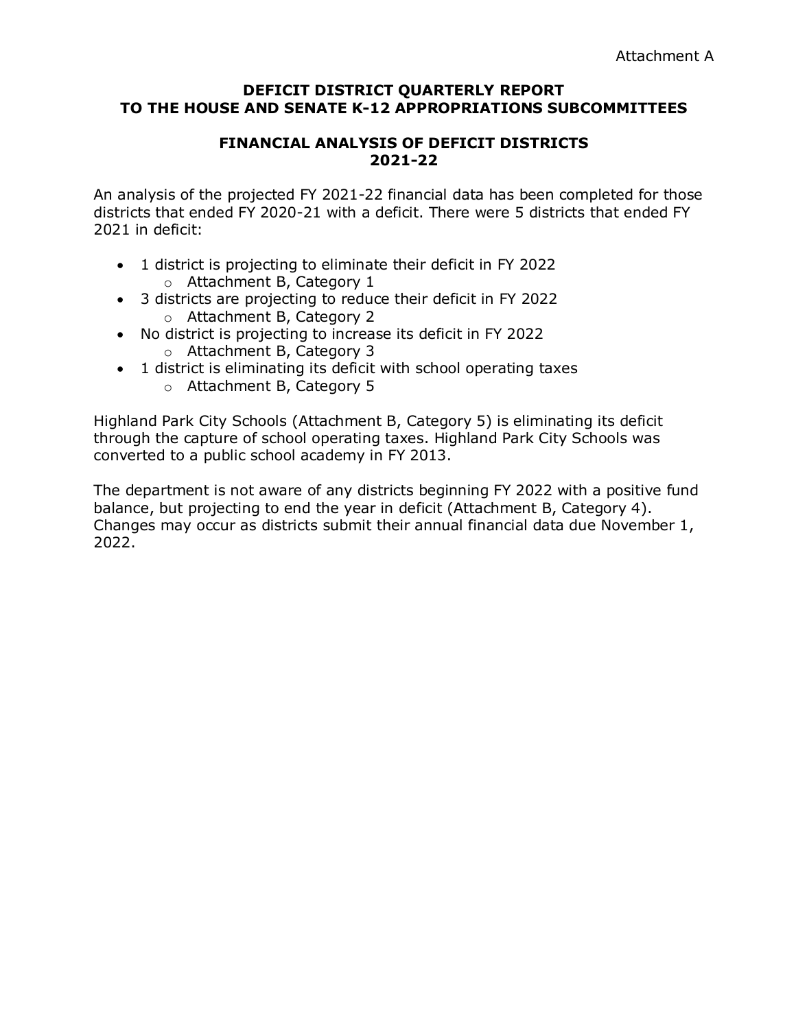Attachment A

# DEFICIT DISTRICT QUARTERLY REPORT TO THE HOUSE AND SENATE K-12 APPROPRIATIONS SUBCOMMITTEES

## FINANCIAL ANALYSIS OF DEFICIT DISTRICTS 2021-22

An analysis of the projected FY 2021-22 financial data has been completed for those districts that ended FY 2020-21 with a deficit. There were 5 districts that ended FY 2021 in deficit:

- 1 district is projecting to eliminate their deficit in FY 2022
  - Attachment B, Category 1
- 3 districts are projecting to reduce their deficit in FY 2022
  - Attachment B, Category 2
- No district is projecting to increase its deficit in FY 2022
  - Attachment B, Category 3
- 1 district is eliminating its deficit with school operating taxes
  - Attachment B, Category 5

Highland Park City Schools (Attachment B, Category 5) is eliminating its deficit through the capture of school operating taxes. Highland Park City Schools was converted to a public school academy in FY 2013.

The department is not aware of any districts beginning FY 2022 with a positive fund balance, but projecting to end the year in deficit (Attachment B, Category 4). Changes may occur as districts submit their annual financial data due November 1, 2022.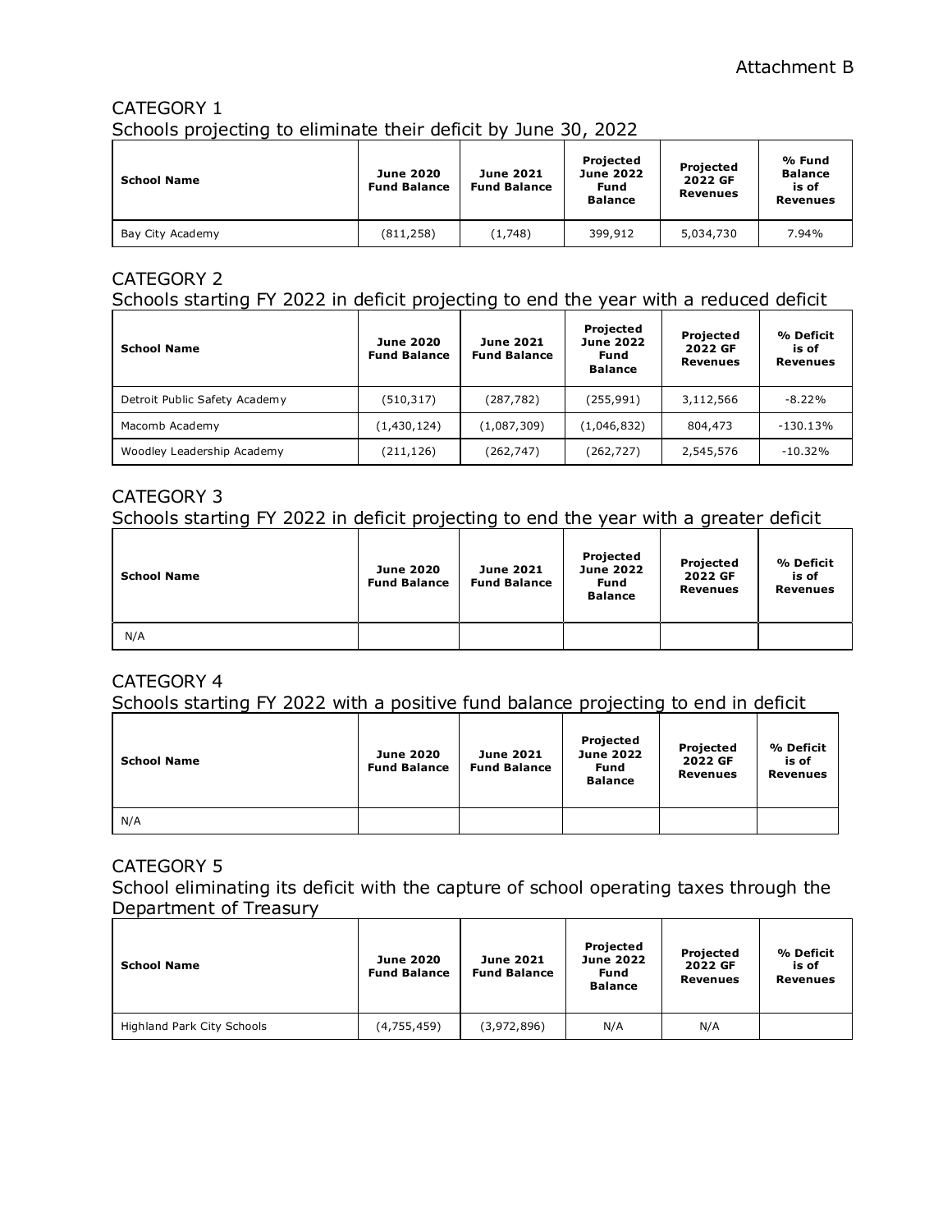Attachment B

## CATEGORY 1

Schools projecting to eliminate their deficit by June 30, 2022

| School Name | June 2020 Fund Balance | June 2021 Fund Balance | Projected June 2022 Fund Balance | Projected 2022 GF Revenues | % Fund Balance is of Revenues |
|---|---|---|---|---|---|
| Bay City Academy | (811,258) | (1,748) | 399,912 | 5,034,730 | 7.94% |

## CATEGORY 2

Schools starting FY 2022 in deficit projecting to end the year with a reduced deficit

| School Name | June 2020 Fund Balance | June 2021 Fund Balance | Projected June 2022 Fund Balance | Projected 2022 GF Revenues | % Deficit is of Revenues |
|---|---|---|---|---|---|
| Detroit Public Safety Academy | (510,317) | (287,782) | (255,991) | 3,112,566 | -8.22% |
| Macomb Academy | (1,430,124) | (1,087,309) | (1,046,832) | 804,473 | -130.13% |
| Woodley Leadership Academy | (211,126) | (262,747) | (262,727) | 2,545,576 | -10.32% |

## CATEGORY 3

Schools starting FY 2022 in deficit projecting to end the year with a greater deficit

| School Name | June 2020 Fund Balance | June 2021 Fund Balance | Projected June 2022 Fund Balance | Projected 2022 GF Revenues | % Deficit is of Revenues |
|---|---|---|---|---|---|
| N/A | | | | | |

## CATEGORY 4

Schools starting FY 2022 with a positive fund balance projecting to end in deficit

| School Name | June 2020 Fund Balance | June 2021 Fund Balance | Projected June 2022 Fund Balance | Projected 2022 GF Revenues | % Deficit is of Revenues |
|---|---|---|---|---|---|
| N/A | | | | | |

## CATEGORY 5

School eliminating its deficit with the capture of school operating taxes through the Department of Treasury

| School Name | June 2020 Fund Balance | June 2021 Fund Balance | Projected June 2022 Fund Balance | Projected 2022 GF Revenues | % Deficit is of Revenues |
|---|---|---|---|---|---|
| Highland Park City Schools | (4,755,459) | (3,972,896) | N/A | N/A | |